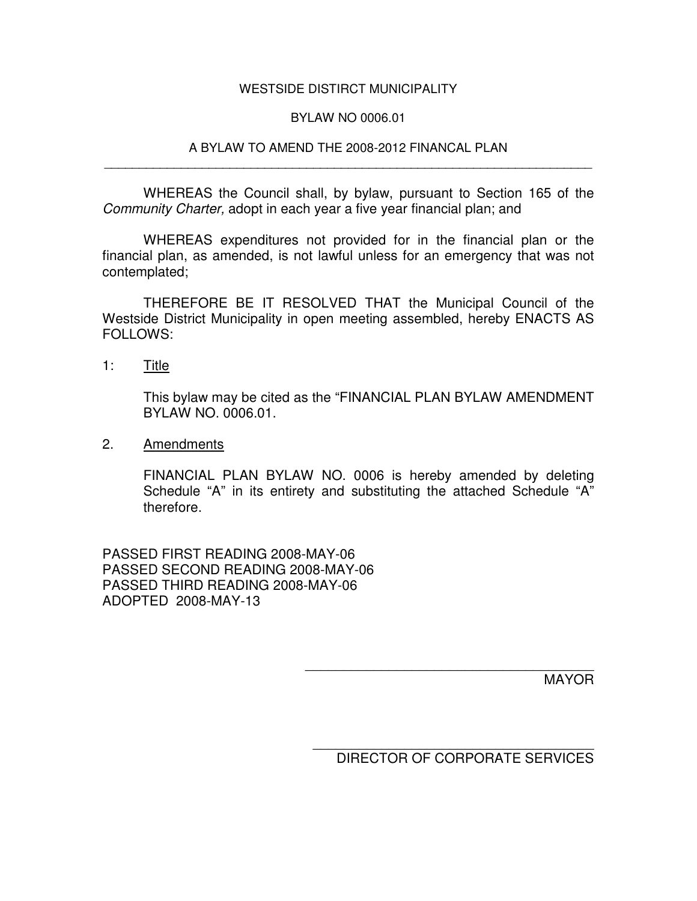WESTSIDE DISTIRCT MUNICIPALITY

BYLAW NO 0006.01

A BYLAW TO AMEND THE 2008-2012 FINANCAL PLAN

---

WHEREAS the Council shall, by bylaw, pursuant to Section 165 of the *Community Charter,* adopt in each year a five year financial plan; and

WHEREAS expenditures not provided for in the financial plan or the financial plan, as amended, is not lawful unless for an emergency that was not contemplated;

THEREFORE BE IT RESOLVED THAT the Municipal Council of the Westside District Municipality in open meeting assembled, hereby ENACTS AS FOLLOWS:

1: <u>Title</u>

This bylaw may be cited as the "FINANCIAL PLAN BYLAW AMENDMENT BYLAW NO. 0006.01.

2. <u>Amendments</u>

FINANCIAL PLAN BYLAW NO. 0006 is hereby amended by deleting Schedule "A" in its entirety and substituting the attached Schedule "A" therefore.

PASSED FIRST READING 2008-MAY-06
PASSED SECOND READING 2008-MAY-06
PASSED THIRD READING 2008-MAY-06
ADOPTED 2008-MAY-13

\_\_\_\_\_\_\_\_\_\_\_\_\_\_\_\_\_\_\_\_\_\_\_\_\_\_\_\_\_\_\_\_\_\_\_\_\_\_
MAYOR

\_\_\_\_\_\_\_\_\_\_\_\_\_\_\_\_\_\_\_\_\_\_\_\_\_\_\_\_\_\_\_\_\_\_\_\_\_\_
DIRECTOR OF CORPORATE SERVICES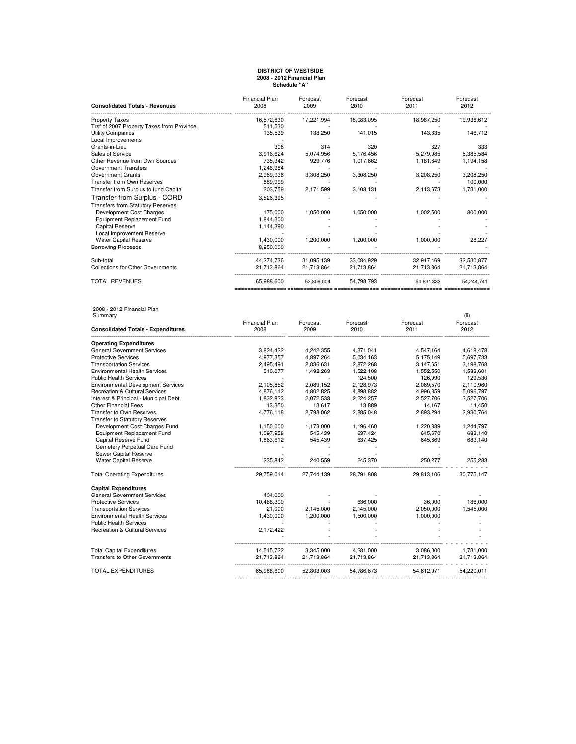**DISTRICT OF WESTSIDE**
**2008 - 2012 Financial Plan**
**Schedule "A"**

| **Consolidated Totals - Revenues** | Financial Plan 2008 | Forecast 2009 | Forecast 2010 | Forecast 2011 | Forecast 2012 |
|---|---|---|---|---|---|
| Property Taxes | 16,572,630 | 17,221,994 | 18,083,095 | 18,987,250 | 19,936,612 |
| Trsf of 2007 Property Taxes from Province | 511,530 | - | - | - | - |
| Utility Companies | 135,539 | 138,250 | 141,015 | 143,835 | 146,712 |
| Local Improvements | - | | | | |
| Grants-in-Lieu | 308 | 314 | 320 | 327 | 333 |
| Sales of Service | 3,916,624 | 5,074,956 | 5,176,456 | 5,279,985 | 5,385,584 |
| Other Revenue from Own Sources | 735,342 | 929,776 | 1,017,662 | 1,181,649 | 1,194,158 |
| Government Transfers | 1,248,984 | - | - | - | - |
| Government Grants | 2,989,936 | 3,308,250 | 3,308,250 | 3,208,250 | 3,208,250 |
| Transfer from Own Reserves | 889,999 | - | - | - | 100,000 |
| Transfer from Surplus to fund Capital | 203,759 | 2,171,599 | 3,108,131 | 2,113,673 | 1,731,000 |
| Transfer from Surplus - CORD | 3,526,395 | - | - | - | - |
| Transfers from Statutory Reserves | | | | | |
| Development Cost Charges | 175,000 | 1,050,000 | 1,050,000 | 1,002,500 | 800,000 |
| Equipment Replacement Fund | 1,844,300 | - | - | - | - |
| Capital Reserve | 1,144,390 | - | - | - | - |
| Local Improvement Reserve | - | - | - | - | - |
| Water Capital Reserve | 1,430,000 | 1,200,000 | 1,200,000 | 1,000,000 | 28,227 |
| Borrowing Proceeds | 8,950,000 | - | - | - | - |
| Sub-total | 44,274,736 | 31,095,139 | 33,084,929 | 32,917,469 | 32,530,877 |
| Collections for Other Governments | 21,713,864 | 21,713,864 | 21,713,864 | 21,713,864 | 21,713,864 |
| TOTAL REVENUES | 65,988,600 | 52,809,004 | 54,798,793 | 54,631,333 | 54,244,741 |

2008 - 2012 Financial Plan
Summary

| **Consolidated Totals - Expenditures** | Financial Plan 2008 | Forecast 2009 | Forecast 2010 | Forecast 2011 | (ii) Forecast 2012 |
|---|---|---|---|---|---|
| **Operating Expenditures** | | | | | |
| General Government Services | 3,824,422 | 4,242,355 | 4,371,041 | 4,547,164 | 4,618,478 |
| Protective Services | 4,977,357 | 4,897,264 | 5,034,163 | 5,175,149 | 5,697,733 |
| Transportation Services | 2,495,491 | 2,836,631 | 2,872,268 | 3,147,651 | 3,198,768 |
| Environmental Health Services | 510,077 | 1,492,263 | 1,522,108 | 1,552,550 | 1,583,601 |
| Public Health Services | - | - | 124,500 | 126,990 | 129,530 |
| Environmental Development Services | 2,105,852 | 2,089,152 | 2,128,973 | 2,069,570 | 2,110,960 |
| Recreation & Cultural Services | 4,876,112 | 4,802,825 | 4,898,882 | 4,996,859 | 5,096,797 |
| Interest & Principal - Municipal Debt | 1,832,823 | 2,072,533 | 2,224,257 | 2,527,706 | 2,527,706 |
| Other Financial Fees | 13,350 | 13,617 | 13,889 | 14,167 | 14,450 |
| Transfer to Own Reserves | 4,776,118 | 2,793,062 | 2,885,048 | 2,893,294 | 2,930,764 |
| Transfer to Statutory Reserves | | | | | |
| Development Cost Charges Fund | 1,150,000 | 1,173,000 | 1,196,460 | 1,220,389 | 1,244,797 |
| Equipment Replacement Fund | 1,097,958 | 545,439 | 637,424 | 645,670 | 683,140 |
| Capital Reserve Fund | 1,863,612 | 545,439 | 637,425 | 645,669 | 683,140 |
| Cemetery Perpetual Care Fund | - | - | - | - | - |
| Sewer Capital Reserve | - | - | - | - | - |
| Water Capital Reserve | 235,842 | 240,559 | 245,370 | 250,277 | 255,283 |
| Total Operating Expenditures | 29,759,014 | 27,744,139 | 28,791,808 | 29,813,106 | 30,775,147 |
| **Capital Expenditures** | | | | | |
| General Government Services | 404,000 | - | - | - | - |
| Protective Services | 10,488,300 | - | 636,000 | 36,000 | 186,000 |
| Transportation Services | 21,000 | 2,145,000 | 2,145,000 | 2,050,000 | 1,545,000 |
| Environmental Health Services | 1,430,000 | 1,200,000 | 1,500,000 | 1,000,000 | - |
| Public Health Services | - | - | - | - | - |
| Recreation & Cultural Services | 2,172,422 | - | - | - | - |
| | - | - | - | - | - |
| Total Capital Expenditures | 14,515,722 | 3,345,000 | 4,281,000 | 3,086,000 | 1,731,000 |
| Transfers to Other Governments | 21,713,864 | 21,713,864 | 21,713,864 | 21,713,864 | 21,713,864 |
| TOTAL EXPENDITURES | 65,988,600 | 52,803,003 | 54,786,673 | 54,612,971 | 54,220,011 |